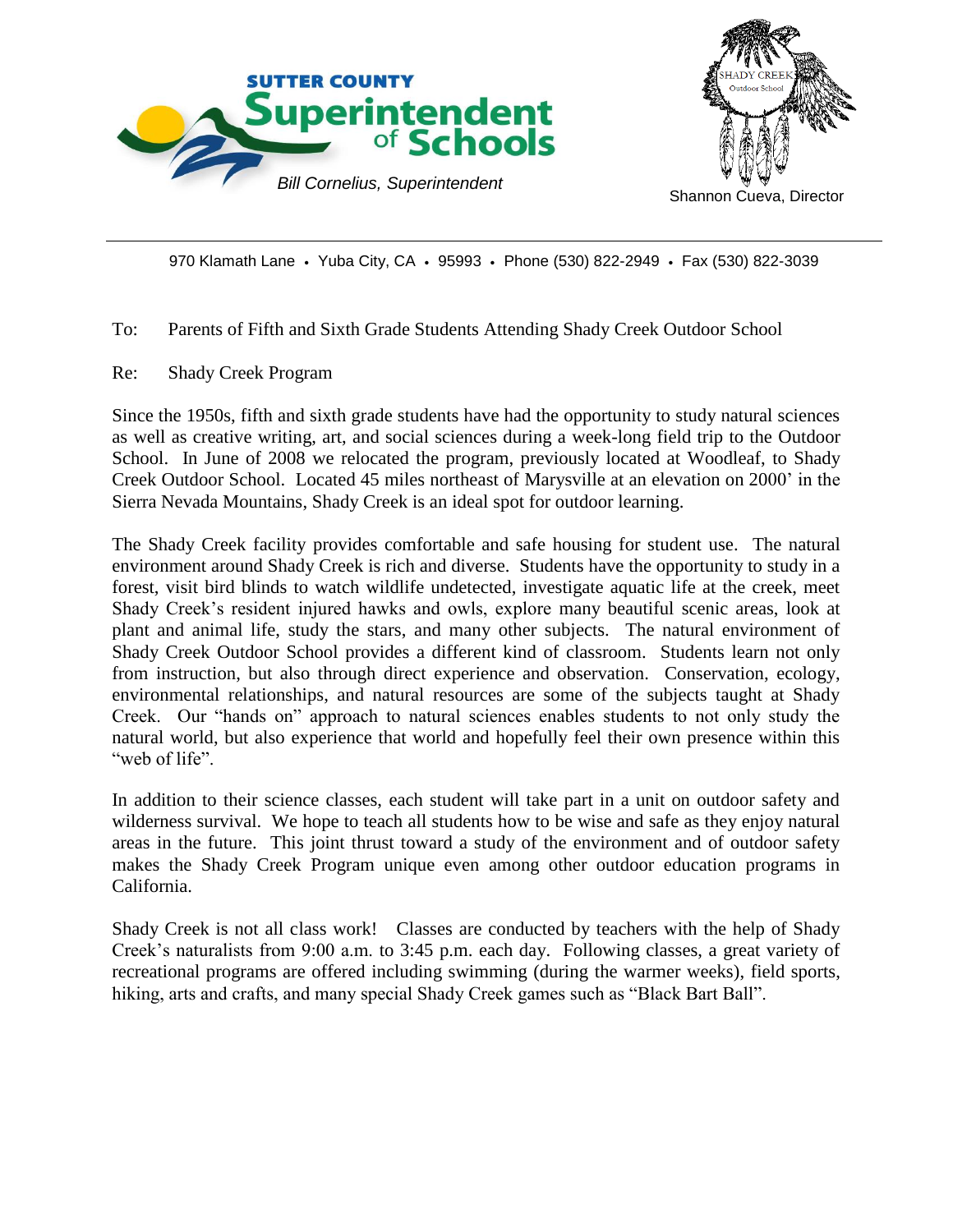SUTTER COUNTY
**Superintendent of Schools**

*Bill Cornelius, Superintendent*

SHADY CREEK Outdoor School

Shannon Cueva, Director

970 Klamath Lane • Yuba City, CA • 95993 • Phone (530) 822-2949 • Fax (530) 822-3039

To: Parents of Fifth and Sixth Grade Students Attending Shady Creek Outdoor School

Re: Shady Creek Program

Since the 1950s, fifth and sixth grade students have had the opportunity to study natural sciences as well as creative writing, art, and social sciences during a week-long field trip to the Outdoor School. In June of 2008 we relocated the program, previously located at Woodleaf, to Shady Creek Outdoor School. Located 45 miles northeast of Marysville at an elevation on 2000' in the Sierra Nevada Mountains, Shady Creek is an ideal spot for outdoor learning.

The Shady Creek facility provides comfortable and safe housing for student use. The natural environment around Shady Creek is rich and diverse. Students have the opportunity to study in a forest, visit bird blinds to watch wildlife undetected, investigate aquatic life at the creek, meet Shady Creek's resident injured hawks and owls, explore many beautiful scenic areas, look at plant and animal life, study the stars, and many other subjects. The natural environment of Shady Creek Outdoor School provides a different kind of classroom. Students learn not only from instruction, but also through direct experience and observation. Conservation, ecology, environmental relationships, and natural resources are some of the subjects taught at Shady Creek. Our "hands on" approach to natural sciences enables students to not only study the natural world, but also experience that world and hopefully feel their own presence within this "web of life".

In addition to their science classes, each student will take part in a unit on outdoor safety and wilderness survival. We hope to teach all students how to be wise and safe as they enjoy natural areas in the future. This joint thrust toward a study of the environment and of outdoor safety makes the Shady Creek Program unique even among other outdoor education programs in California.

Shady Creek is not all class work! Classes are conducted by teachers with the help of Shady Creek's naturalists from 9:00 a.m. to 3:45 p.m. each day. Following classes, a great variety of recreational programs are offered including swimming (during the warmer weeks), field sports, hiking, arts and crafts, and many special Shady Creek games such as "Black Bart Ball".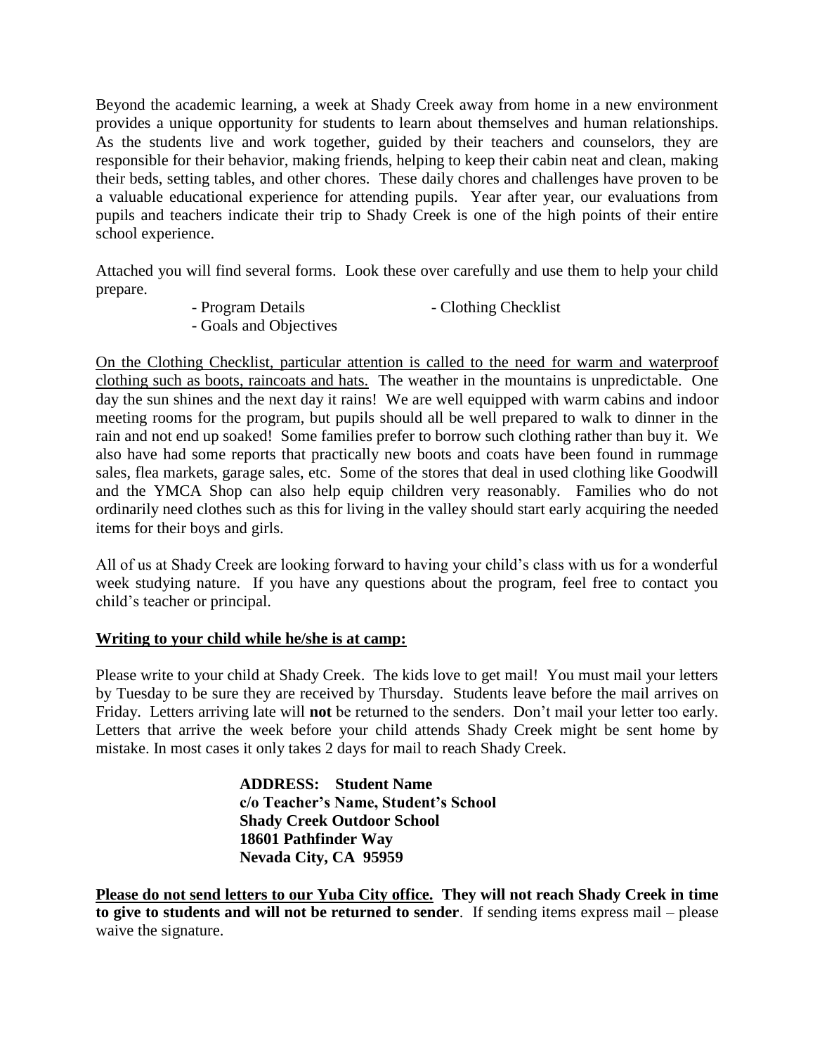Beyond the academic learning, a week at Shady Creek away from home in a new environment provides a unique opportunity for students to learn about themselves and human relationships. As the students live and work together, guided by their teachers and counselors, they are responsible for their behavior, making friends, helping to keep their cabin neat and clean, making their beds, setting tables, and other chores. These daily chores and challenges have proven to be a valuable educational experience for attending pupils. Year after year, our evaluations from pupils and teachers indicate their trip to Shady Creek is one of the high points of their entire school experience.

Attached you will find several forms. Look these over carefully and use them to help your child prepare.

- Program Details
- Clothing Checklist
- Goals and Objectives

<u>On the Clothing Checklist, particular attention is called to the need for warm and waterproof clothing such as boots, raincoats and hats.</u> The weather in the mountains is unpredictable. One day the sun shines and the next day it rains! We are well equipped with warm cabins and indoor meeting rooms for the program, but pupils should all be well prepared to walk to dinner in the rain and not end up soaked! Some families prefer to borrow such clothing rather than buy it. We also have had some reports that practically new boots and coats have been found in rummage sales, flea markets, garage sales, etc. Some of the stores that deal in used clothing like Goodwill and the YMCA Shop can also help equip children very reasonably. Families who do not ordinarily need clothes such as this for living in the valley should start early acquiring the needed items for their boys and girls.

All of us at Shady Creek are looking forward to having your child's class with us for a wonderful week studying nature. If you have any questions about the program, feel free to contact you child's teacher or principal.

**<u>Writing to your child while he/she is at camp:</u>**

Please write to your child at Shady Creek. The kids love to get mail! You must mail your letters by Tuesday to be sure they are received by Thursday. Students leave before the mail arrives on Friday. Letters arriving late will **not** be returned to the senders. Don't mail your letter too early. Letters that arrive the week before your child attends Shady Creek might be sent home by mistake. In most cases it only takes 2 days for mail to reach Shady Creek.

**ADDRESS: Student Name**
**c/o Teacher's Name, Student's School**
**Shady Creek Outdoor School**
**18601 Pathfinder Way**
**Nevada City, CA 95959**

**<u>Please do not send letters to our Yuba City office.</u> They will not reach Shady Creek in time to give to students and will not be returned to sender**. If sending items express mail – please waive the signature.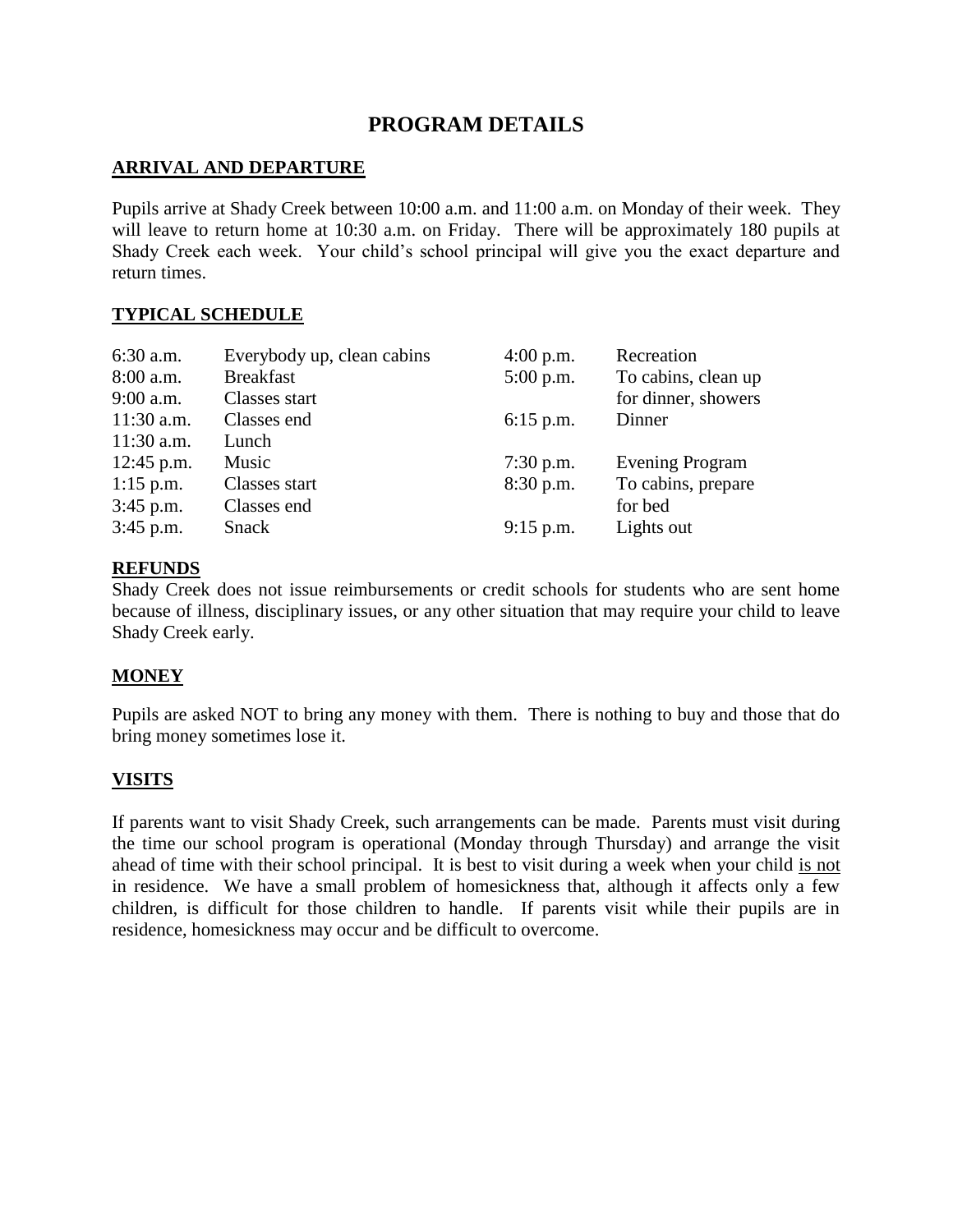# PROGRAM DETAILS

## ARRIVAL AND DEPARTURE

Pupils arrive at Shady Creek between 10:00 a.m. and 11:00 a.m. on Monday of their week. They will leave to return home at 10:30 a.m. on Friday. There will be approximately 180 pupils at Shady Creek each week. Your child's school principal will give you the exact departure and return times.

## TYPICAL SCHEDULE

| Time | Activity |
|---|---|
| 6:30 a.m. | Everybody up, clean cabins |
| 8:00 a.m. | Breakfast |
| 9:00 a.m. | Classes start |
| 11:30 a.m. | Classes end |
| 11:30 a.m. | Lunch |
| 12:45 p.m. | Music |
| 1:15 p.m. | Classes start |
| 3:45 p.m. | Classes end |
| 3:45 p.m. | Snack |
| 4:00 p.m. | Recreation |
| 5:00 p.m. | To cabins, clean up for dinner, showers |
| 6:15 p.m. | Dinner |
| 7:30 p.m. | Evening Program |
| 8:30 p.m. | To cabins, prepare for bed |
| 9:15 p.m. | Lights out |

## REFUNDS

Shady Creek does not issue reimbursements or credit schools for students who are sent home because of illness, disciplinary issues, or any other situation that may require your child to leave Shady Creek early.

## MONEY

Pupils are asked NOT to bring any money with them. There is nothing to buy and those that do bring money sometimes lose it.

## VISITS

If parents want to visit Shady Creek, such arrangements can be made. Parents must visit during the time our school program is operational (Monday through Thursday) and arrange the visit ahead of time with their school principal. It is best to visit during a week when your child <u>is not</u> in residence. We have a small problem of homesickness that, although it affects only a few children, is difficult for those children to handle. If parents visit while their pupils are in residence, homesickness may occur and be difficult to overcome.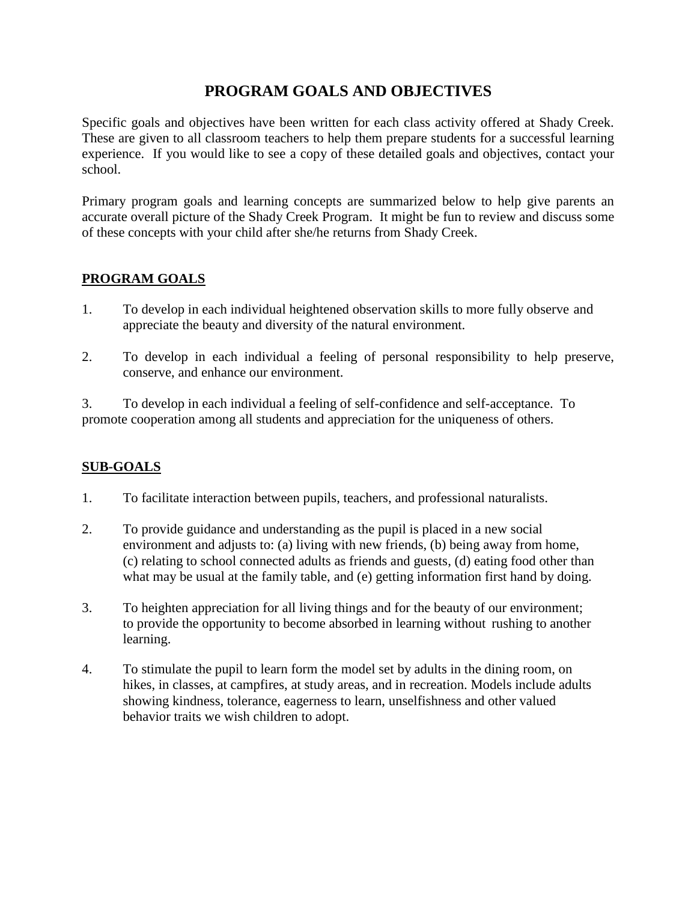# PROGRAM GOALS AND OBJECTIVES

Specific goals and objectives have been written for each class activity offered at Shady Creek. These are given to all classroom teachers to help them prepare students for a successful learning experience. If you would like to see a copy of these detailed goals and objectives, contact your school.

Primary program goals and learning concepts are summarized below to help give parents an accurate overall picture of the Shady Creek Program. It might be fun to review and discuss some of these concepts with your child after she/he returns from Shady Creek.

## PROGRAM GOALS

1. To develop in each individual heightened observation skills to more fully observe and appreciate the beauty and diversity of the natural environment.

2. To develop in each individual a feeling of personal responsibility to help preserve, conserve, and enhance our environment.

3. To develop in each individual a feeling of self-confidence and self-acceptance. To promote cooperation among all students and appreciation for the uniqueness of others.

## SUB-GOALS

1. To facilitate interaction between pupils, teachers, and professional naturalists.

2. To provide guidance and understanding as the pupil is placed in a new social environment and adjusts to: (a) living with new friends, (b) being away from home, (c) relating to school connected adults as friends and guests, (d) eating food other than what may be usual at the family table, and (e) getting information first hand by doing.

3. To heighten appreciation for all living things and for the beauty of our environment; to provide the opportunity to become absorbed in learning without rushing to another learning.

4. To stimulate the pupil to learn form the model set by adults in the dining room, on hikes, in classes, at campfires, at study areas, and in recreation. Models include adults showing kindness, tolerance, eagerness to learn, unselfishness and other valued behavior traits we wish children to adopt.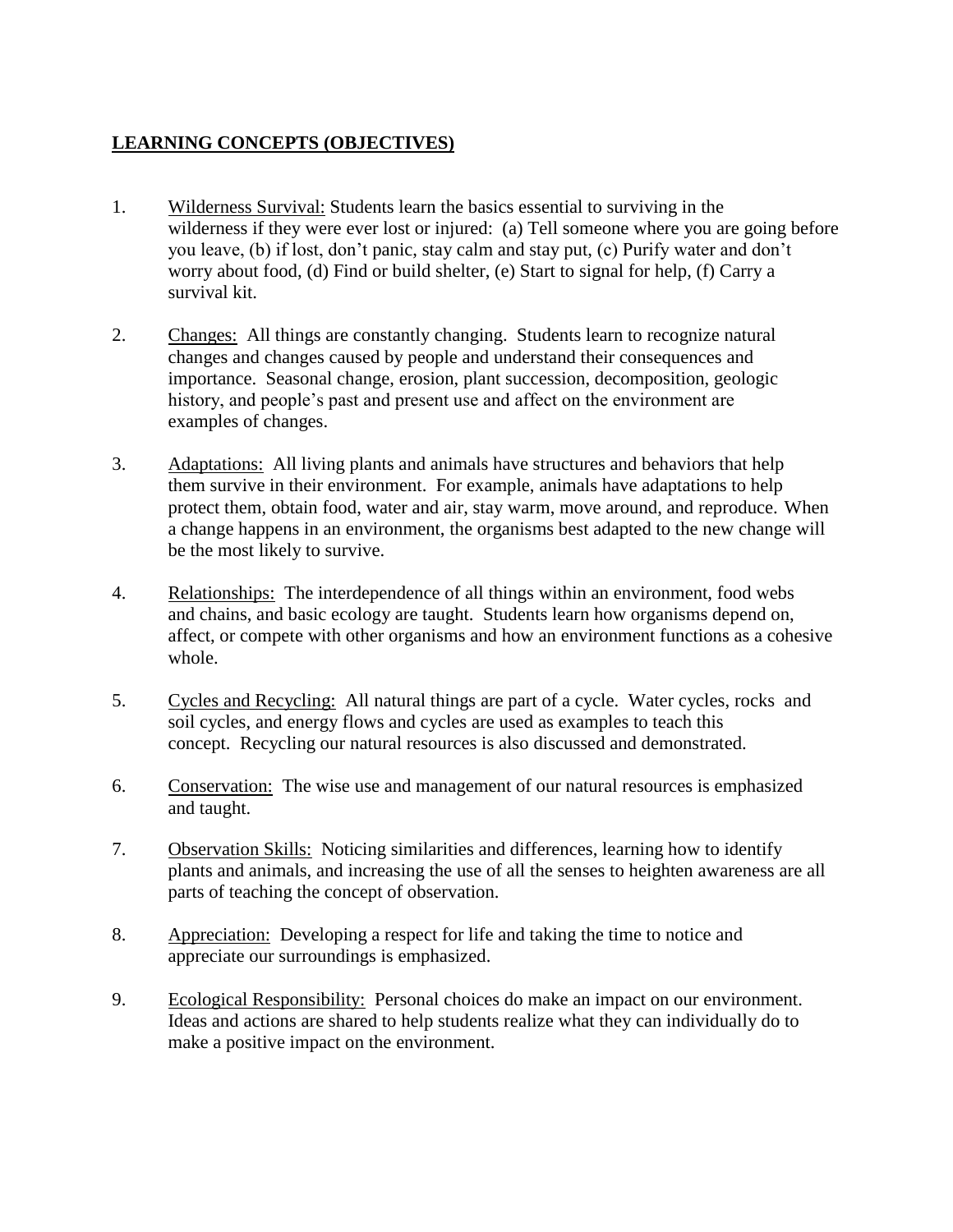## **LEARNING CONCEPTS (OBJECTIVES)**

1. Wilderness Survival: Students learn the basics essential to surviving in the wilderness if they were ever lost or injured: (a) Tell someone where you are going before you leave, (b) if lost, don't panic, stay calm and stay put, (c) Purify water and don't worry about food, (d) Find or build shelter, (e) Start to signal for help, (f) Carry a survival kit.

2. Changes: All things are constantly changing. Students learn to recognize natural changes and changes caused by people and understand their consequences and importance. Seasonal change, erosion, plant succession, decomposition, geologic history, and people's past and present use and affect on the environment are examples of changes.

3. Adaptations: All living plants and animals have structures and behaviors that help them survive in their environment. For example, animals have adaptations to help protect them, obtain food, water and air, stay warm, move around, and reproduce. When a change happens in an environment, the organisms best adapted to the new change will be the most likely to survive.

4. Relationships: The interdependence of all things within an environment, food webs and chains, and basic ecology are taught. Students learn how organisms depend on, affect, or compete with other organisms and how an environment functions as a cohesive whole.

5. Cycles and Recycling: All natural things are part of a cycle. Water cycles, rocks and soil cycles, and energy flows and cycles are used as examples to teach this concept. Recycling our natural resources is also discussed and demonstrated.

6. Conservation: The wise use and management of our natural resources is emphasized and taught.

7. Observation Skills: Noticing similarities and differences, learning how to identify plants and animals, and increasing the use of all the senses to heighten awareness are all parts of teaching the concept of observation.

8. Appreciation: Developing a respect for life and taking the time to notice and appreciate our surroundings is emphasized.

9. Ecological Responsibility: Personal choices do make an impact on our environment. Ideas and actions are shared to help students realize what they can individually do to make a positive impact on the environment.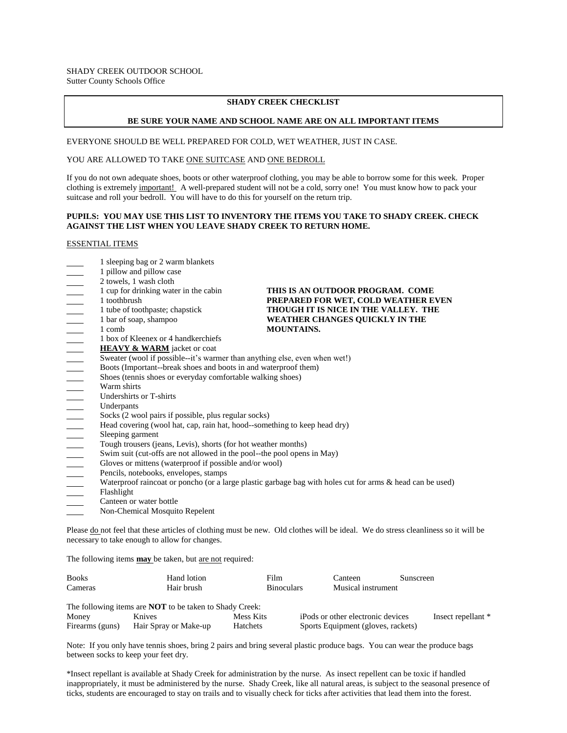SHADY CREEK OUTDOOR SCHOOL
Sutter County Schools Office

## SHADY CREEK CHECKLIST

**BE SURE YOUR NAME AND SCHOOL NAME ARE ON ALL IMPORTANT ITEMS**

EVERYONE SHOULD BE WELL PREPARED FOR COLD, WET WEATHER, JUST IN CASE.

YOU ARE ALLOWED TO TAKE ONE SUITCASE AND ONE BEDROLL

If you do not own adequate shoes, boots or other waterproof clothing, you may be able to borrow some for this week. Proper clothing is extremely important! A well-prepared student will not be a cold, sorry one! You must know how to pack your suitcase and roll your bedroll. You will have to do this for yourself on the return trip.

**PUPILS: YOU MAY USE THIS LIST TO INVENTORY THE ITEMS YOU TAKE TO SHADY CREEK. CHECK AGAINST THE LIST WHEN YOU LEAVE SHADY CREEK TO RETURN HOME.**

ESSENTIAL ITEMS

**THIS IS AN OUTDOOR PROGRAM. COME PREPARED FOR WET, COLD WEATHER EVEN THOUGH IT IS NICE IN THE VALLEY. THE WEATHER CHANGES QUICKLY IN THE MOUNTAINS.**

- ____ 1 sleeping bag or 2 warm blankets
- ____ 1 pillow and pillow case
- ____ 2 towels, 1 wash cloth
- ____ 1 cup for drinking water in the cabin
- ____ 1 toothbrush
- ____ 1 tube of toothpaste; chapstick
- ____ 1 bar of soap, shampoo
- ____ 1 comb
- ____ 1 box of Kleenex or 4 handkerchiefs
- ____ **HEAVY & WARM** jacket or coat
- ____ Sweater (wool if possible--it's warmer than anything else, even when wet!)
- ____ Boots (Important--break shoes and boots in and waterproof them)
- ____ Shoes (tennis shoes or everyday comfortable walking shoes)
- ____ Warm shirts
- ____ Undershirts or T-shirts
- ____ Underpants
- ____ Socks (2 wool pairs if possible, plus regular socks)
- ____ Head covering (wool hat, cap, rain hat, hood--something to keep head dry)
- ____ Sleeping garment
- ____ Tough trousers (jeans, Levis), shorts (for hot weather months)
- ____ Swim suit (cut-offs are not allowed in the pool--the pool opens in May)
- ____ Gloves or mittens (waterproof if possible and/or wool)
- ____ Pencils, notebooks, envelopes, stamps
- ____ Waterproof raincoat or poncho (or a large plastic garbage bag with holes cut for arms & head can be used)
- ____ Flashlight
- ____ Canteen or water bottle
- ____ Non-Chemical Mosquito Repelent

Please do not feel that these articles of clothing must be new. Old clothes will be ideal. We do stress cleanliness so it will be necessary to take enough to allow for changes.

The following items **may** be taken, but are not required:

| | | | | |
|---|---|---|---|---|
| Books | Hand lotion | Film | Canteen | Sunscreen |
| Cameras | Hair brush | Binoculars | Musical instrument | |

The following items are **NOT** to be taken to Shady Creek:

| | | | | |
|---|---|---|---|---|
| Money | Knives | Mess Kits | iPods or other electronic devices | Insect repellant * |
| Firearms (guns) | Hair Spray or Make-up | Hatchets | Sports Equipment (gloves, rackets) | |

Note: If you only have tennis shoes, bring 2 pairs and bring several plastic produce bags. You can wear the produce bags between socks to keep your feet dry.

*Insect repellant is available at Shady Creek for administration by the nurse. As insect repellent can be toxic if handled inappropriately, it must be administered by the nurse. Shady Creek, like all natural areas, is subject to the seasonal presence of ticks, students are encouraged to stay on trails and to visually check for ticks after activities that lead them into the forest.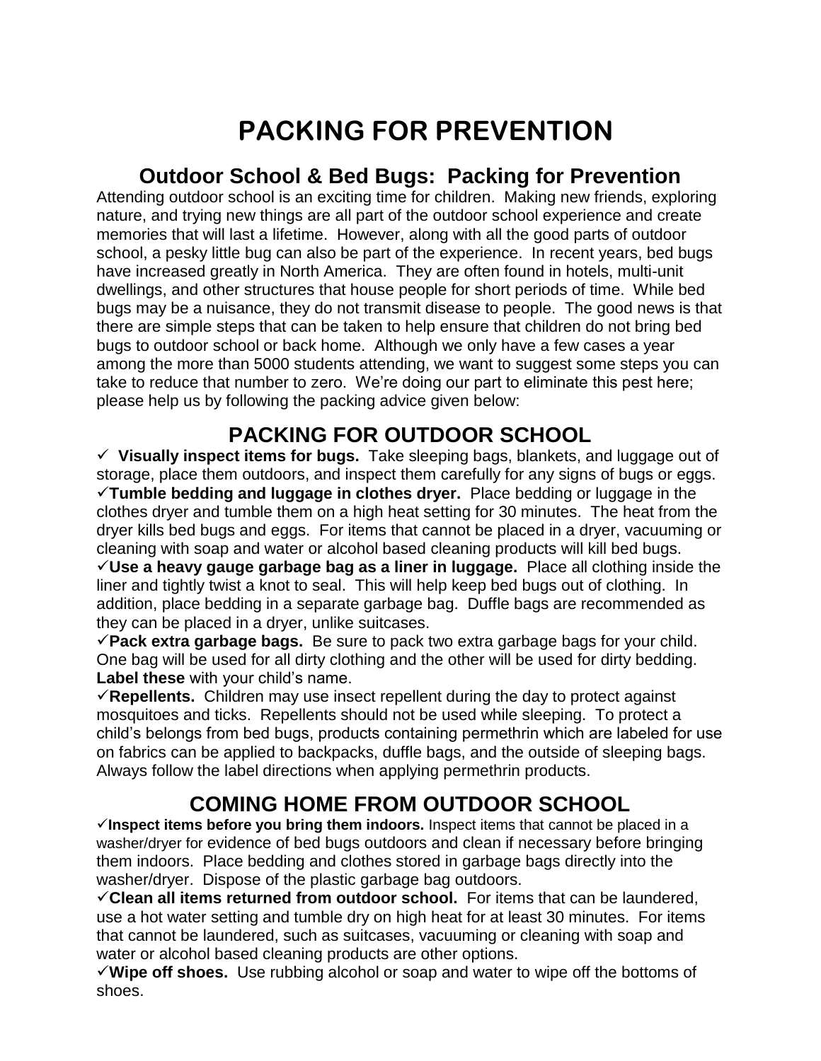# PACKING FOR PREVENTION

## Outdoor School & Bed Bugs: Packing for Prevention

Attending outdoor school is an exciting time for children. Making new friends, exploring nature, and trying new things are all part of the outdoor school experience and create memories that will last a lifetime. However, along with all the good parts of outdoor school, a pesky little bug can also be part of the experience. In recent years, bed bugs have increased greatly in North America. They are often found in hotels, multi-unit dwellings, and other structures that house people for short periods of time. While bed bugs may be a nuisance, they do not transmit disease to people. The good news is that there are simple steps that can be taken to help ensure that children do not bring bed bugs to outdoor school or back home. Although we only have a few cases a year among the more than 5000 students attending, we want to suggest some steps you can take to reduce that number to zero. We're doing our part to eliminate this pest here; please help us by following the packing advice given below:

## PACKING FOR OUTDOOR SCHOOL

✓ **Visually inspect items for bugs.** Take sleeping bags, blankets, and luggage out of storage, place them outdoors, and inspect them carefully for any signs of bugs or eggs.

✓**Tumble bedding and luggage in clothes dryer.** Place bedding or luggage in the clothes dryer and tumble them on a high heat setting for 30 minutes. The heat from the dryer kills bed bugs and eggs. For items that cannot be placed in a dryer, vacuuming or cleaning with soap and water or alcohol based cleaning products will kill bed bugs.

✓**Use a heavy gauge garbage bag as a liner in luggage.** Place all clothing inside the liner and tightly twist a knot to seal. This will help keep bed bugs out of clothing. In addition, place bedding in a separate garbage bag. Duffle bags are recommended as they can be placed in a dryer, unlike suitcases.

✓**Pack extra garbage bags.** Be sure to pack two extra garbage bags for your child. One bag will be used for all dirty clothing and the other will be used for dirty bedding. **Label these** with your child's name.

✓**Repellents.** Children may use insect repellent during the day to protect against mosquitoes and ticks. Repellents should not be used while sleeping. To protect a child's belongs from bed bugs, products containing permethrin which are labeled for use on fabrics can be applied to backpacks, duffle bags, and the outside of sleeping bags. Always follow the label directions when applying permethrin products.

## COMING HOME FROM OUTDOOR SCHOOL

✓**Inspect items before you bring them indoors.** Inspect items that cannot be placed in a washer/dryer for evidence of bed bugs outdoors and clean if necessary before bringing them indoors. Place bedding and clothes stored in garbage bags directly into the washer/dryer. Dispose of the plastic garbage bag outdoors.

✓**Clean all items returned from outdoor school.** For items that can be laundered, use a hot water setting and tumble dry on high heat for at least 30 minutes. For items that cannot be laundered, such as suitcases, vacuuming or cleaning with soap and water or alcohol based cleaning products are other options.

✓**Wipe off shoes.** Use rubbing alcohol or soap and water to wipe off the bottoms of shoes.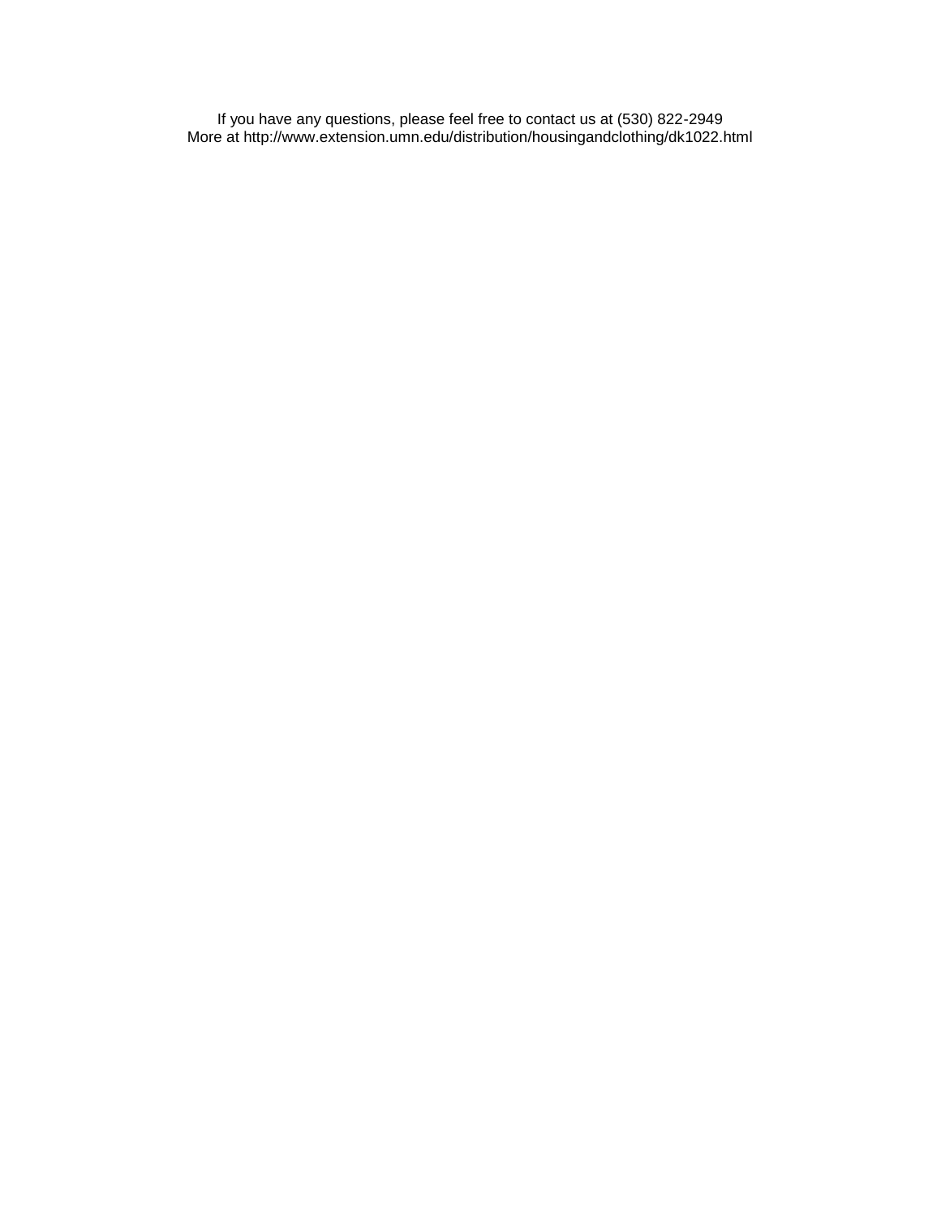If you have any questions, please feel free to contact us at (530) 822-2949
More at http://www.extension.umn.edu/distribution/housingandclothing/dk1022.html